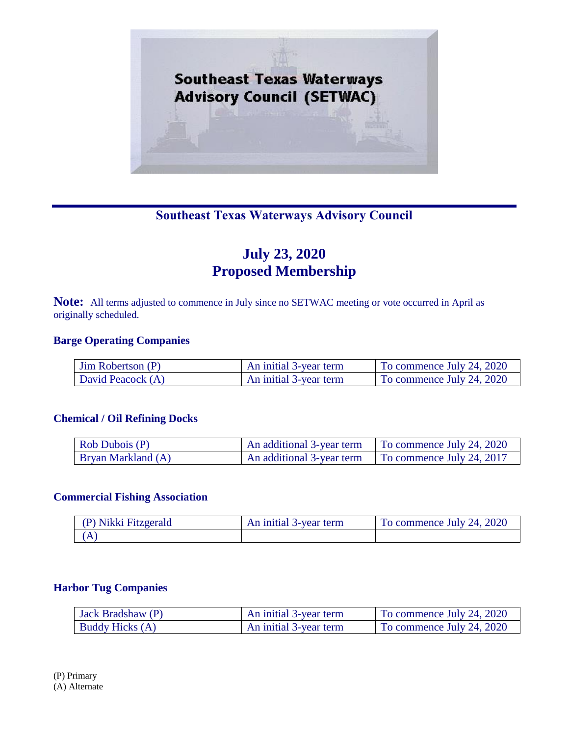Southeast Texas Waterways Advisory Council (SETWAC)

## Southeast Texas Waterways Advisory Council

# July 23, 2020
# Proposed Membership

**Note:** All terms adjusted to commence in July since no SETWAC meeting or vote occurred in April as originally scheduled.

### Barge Operating Companies

| | | |
|---|---|---|
| Jim Robertson (P) | An initial 3-year term | To commence July 24, 2020 |
| David Peacock (A) | An initial 3-year term | To commence July 24, 2020 |

### Chemical / Oil Refining Docks

| | | |
|---|---|---|
| Rob Dubois (P) | An additional 3-year term | To commence July 24, 2020 |
| Bryan Markland (A) | An additional 3-year term | To commence July 24, 2017 |

### Commercial Fishing Association

| | | |
|---|---|---|
| (P) Nikki Fitzgerald | An initial 3-year term | To commence July 24, 2020 |
| (A) | | |

### Harbor Tug Companies

| | | |
|---|---|---|
| Jack Bradshaw (P) | An initial 3-year term | To commence July 24, 2020 |
| Buddy Hicks (A) | An initial 3-year term | To commence July 24, 2020 |

(P) Primary
(A) Alternate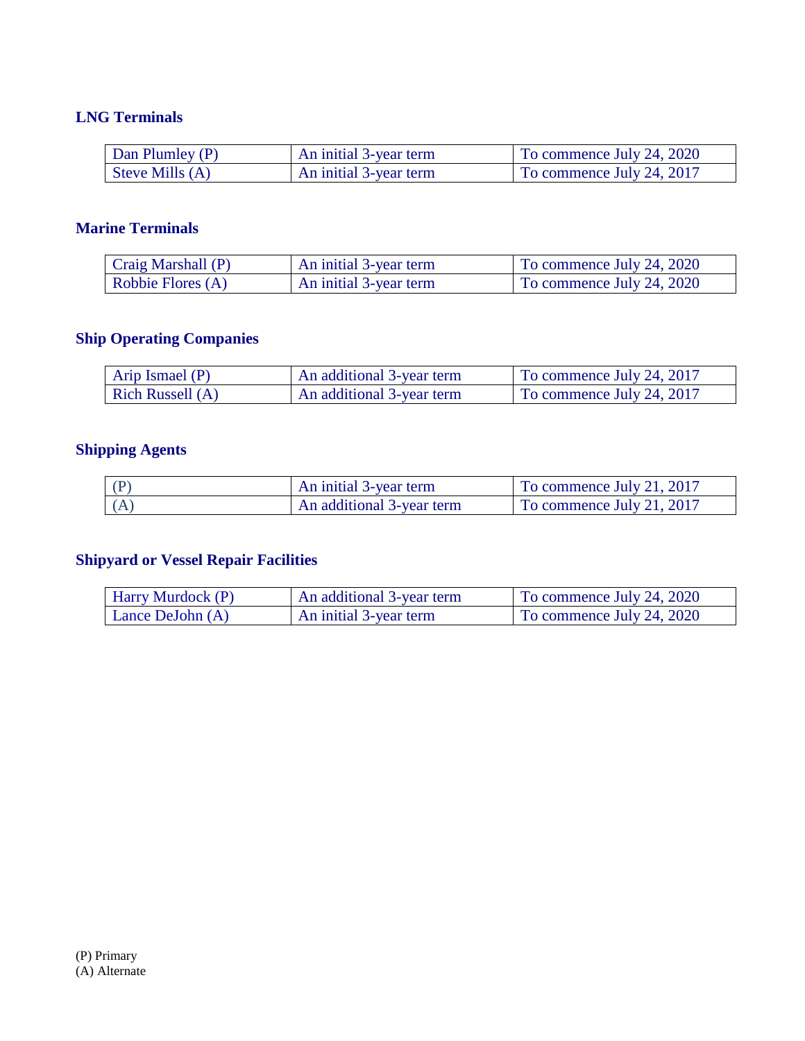### LNG Terminals

| | | |
|---|---|---|
| Dan Plumley (P) | An initial 3-year term | To commence July 24, 2020 |
| Steve Mills (A) | An initial 3-year term | To commence July 24, 2017 |

### Marine Terminals

| | | |
|---|---|---|
| Craig Marshall (P) | An initial 3-year term | To commence July 24, 2020 |
| Robbie Flores (A) | An initial 3-year term | To commence July 24, 2020 |

### Ship Operating Companies

| | | |
|---|---|---|
| Arip Ismael (P) | An additional 3-year term | To commence July 24, 2017 |
| Rich Russell (A) | An additional 3-year term | To commence July 24, 2017 |

### Shipping Agents

| | | |
|---|---|---|
| (P) | An initial 3-year term | To commence July 21, 2017 |
| (A) | An additional 3-year term | To commence July 21, 2017 |

### Shipyard or Vessel Repair Facilities

| | | |
|---|---|---|
| Harry Murdock (P) | An additional 3-year term | To commence July 24, 2020 |
| Lance DeJohn (A) | An initial 3-year term | To commence July 24, 2020 |

(P) Primary
(A) Alternate